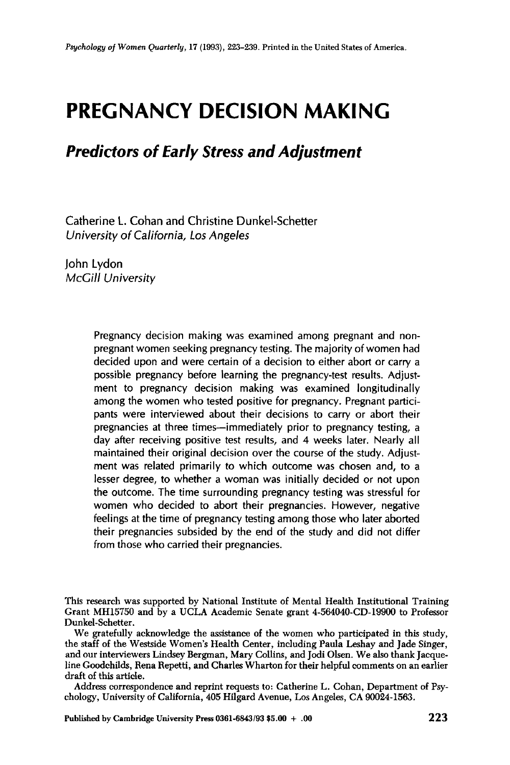# PREGNANCY DECISION MAKING

## *Predictors of Early Stress and Adjustment*

Catherine L. Cohan and Christine Dunkel-Schetter
*University of California, Los Angeles*

John Lydon
*McGill University*

Pregnancy decision making was examined among pregnant and non-pregnant women seeking pregnancy testing. The majority of women had decided upon and were certain of a decision to either abort or carry a possible pregnancy before learning the pregnancy-test results. Adjustment to pregnancy decision making was examined longitudinally among the women who tested positive for pregnancy. Pregnant participants were interviewed about their decisions to carry or abort their pregnancies at three times—immediately prior to pregnancy testing, a day after receiving positive test results, and 4 weeks later. Nearly all maintained their original decision over the course of the study. Adjustment was related primarily to which outcome was chosen and, to a lesser degree, to whether a woman was initially decided or not upon the outcome. The time surrounding pregnancy testing was stressful for women who decided to abort their pregnancies. However, negative feelings at the time of pregnancy testing among those who later aborted their pregnancies subsided by the end of the study and did not differ from those who carried their pregnancies.

This research was supported by National Institute of Mental Health Institutional Training Grant MH15750 and by a UCLA Academic Senate grant 4-564040-CD-19900 to Professor Dunkel-Schetter.

We gratefully acknowledge the assistance of the women who participated in this study, the staff of the Westside Women's Health Center, including Paula Leshay and Jade Singer, and our interviewers Lindsey Bergman, Mary Collins, and Jodi Olsen. We also thank Jacqueline Goodchilds, Rena Repetti, and Charles Wharton for their helpful comments on an earlier draft of this article.

Address correspondence and reprint requests to: Catherine L. Cohan, Department of Psychology, University of California, 405 Hilgard Avenue, Los Angeles, CA 90024-1563.

Published by Cambridge University Press 0361-6843/93 $5.00 + .00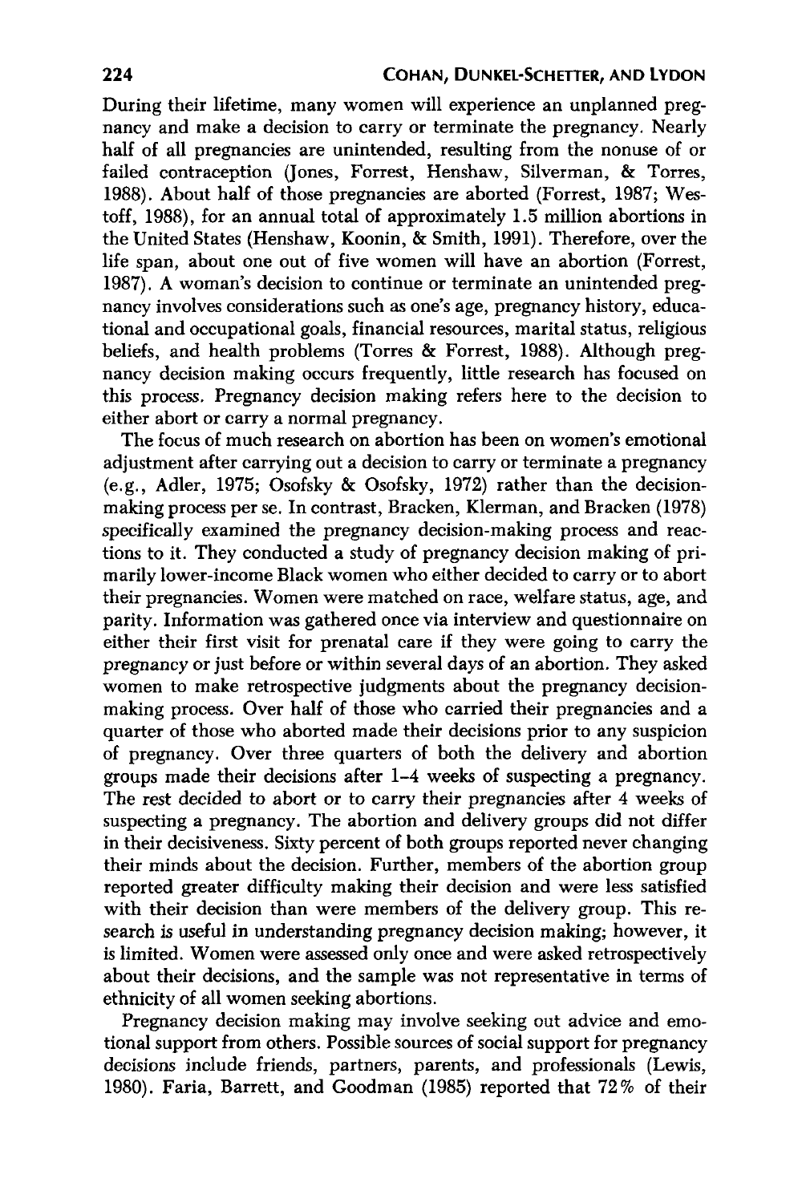During their lifetime, many women will experience an unplanned pregnancy and make a decision to carry or terminate the pregnancy. Nearly half of all pregnancies are unintended, resulting from the nonuse of or failed contraception (Jones, Forrest, Henshaw, Silverman, & Torres, 1988). About half of those pregnancies are aborted (Forrest, 1987; Westoff, 1988), for an annual total of approximately 1.5 million abortions in the United States (Henshaw, Koonin, & Smith, 1991). Therefore, over the life span, about one out of five women will have an abortion (Forrest, 1987). A woman's decision to continue or terminate an unintended pregnancy involves considerations such as one's age, pregnancy history, educational and occupational goals, financial resources, marital status, religious beliefs, and health problems (Torres & Forrest, 1988). Although pregnancy decision making occurs frequently, little research has focused on this process. Pregnancy decision making refers here to the decision to either abort or carry a normal pregnancy.

The focus of much research on abortion has been on women's emotional adjustment after carrying out a decision to carry or terminate a pregnancy (e.g., Adler, 1975; Osofsky & Osofsky, 1972) rather than the decision-making process per se. In contrast, Bracken, Klerman, and Bracken (1978) specifically examined the pregnancy decision-making process and reactions to it. They conducted a study of pregnancy decision making of primarily lower-income Black women who either decided to carry or to abort their pregnancies. Women were matched on race, welfare status, age, and parity. Information was gathered once via interview and questionnaire on either their first visit for prenatal care if they were going to carry the pregnancy or just before or within several days of an abortion. They asked women to make retrospective judgments about the pregnancy decision-making process. Over half of those who carried their pregnancies and a quarter of those who aborted made their decisions prior to any suspicion of pregnancy. Over three quarters of both the delivery and abortion groups made their decisions after 1–4 weeks of suspecting a pregnancy. The rest decided to abort or to carry their pregnancies after 4 weeks of suspecting a pregnancy. The abortion and delivery groups did not differ in their decisiveness. Sixty percent of both groups reported never changing their minds about the decision. Further, members of the abortion group reported greater difficulty making their decision and were less satisfied with their decision than were members of the delivery group. This research is useful in understanding pregnancy decision making; however, it is limited. Women were assessed only once and were asked retrospectively about their decisions, and the sample was not representative in terms of ethnicity of all women seeking abortions.

Pregnancy decision making may involve seeking out advice and emotional support from others. Possible sources of social support for pregnancy decisions include friends, partners, parents, and professionals (Lewis, 1980). Faria, Barrett, and Goodman (1985) reported that 72% of their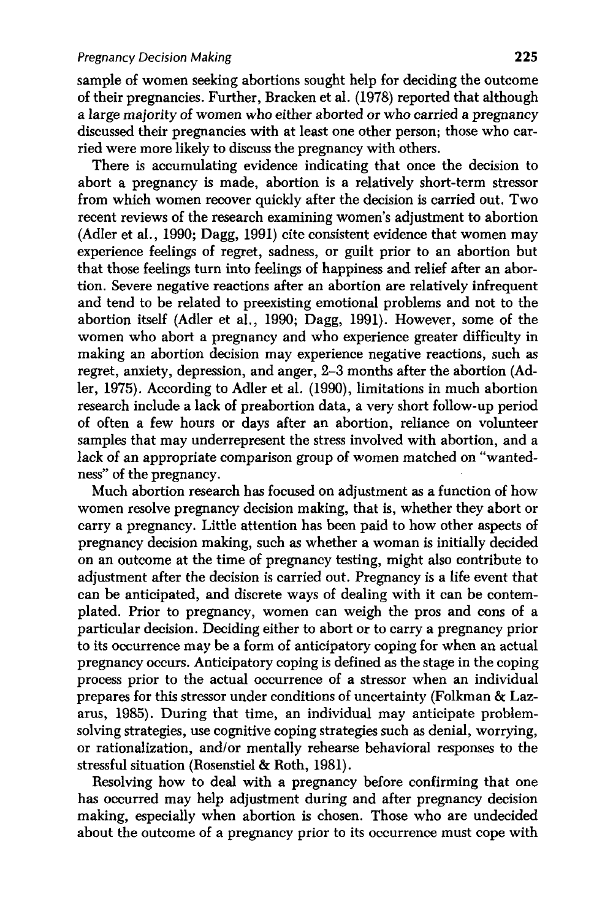sample of women seeking abortions sought help for deciding the outcome of their pregnancies. Further, Bracken et al. (1978) reported that although a large majority of women who either aborted or who carried a pregnancy discussed their pregnancies with at least one other person; those who carried were more likely to discuss the pregnancy with others.

There is accumulating evidence indicating that once the decision to abort a pregnancy is made, abortion is a relatively short-term stressor from which women recover quickly after the decision is carried out. Two recent reviews of the research examining women's adjustment to abortion (Adler et al., 1990; Dagg, 1991) cite consistent evidence that women may experience feelings of regret, sadness, or guilt prior to an abortion but that those feelings turn into feelings of happiness and relief after an abortion. Severe negative reactions after an abortion are relatively infrequent and tend to be related to preexisting emotional problems and not to the abortion itself (Adler et al., 1990; Dagg, 1991). However, some of the women who abort a pregnancy and who experience greater difficulty in making an abortion decision may experience negative reactions, such as regret, anxiety, depression, and anger, 2–3 months after the abortion (Adler, 1975). According to Adler et al. (1990), limitations in much abortion research include a lack of preabortion data, a very short follow-up period of often a few hours or days after an abortion, reliance on volunteer samples that may underrepresent the stress involved with abortion, and a lack of an appropriate comparison group of women matched on "wantedness" of the pregnancy.

Much abortion research has focused on adjustment as a function of how women resolve pregnancy decision making, that is, whether they abort or carry a pregnancy. Little attention has been paid to how other aspects of pregnancy decision making, such as whether a woman is initially decided on an outcome at the time of pregnancy testing, might also contribute to adjustment after the decision is carried out. Pregnancy is a life event that can be anticipated, and discrete ways of dealing with it can be contemplated. Prior to pregnancy, women can weigh the pros and cons of a particular decision. Deciding either to abort or to carry a pregnancy prior to its occurrence may be a form of anticipatory coping for when an actual pregnancy occurs. Anticipatory coping is defined as the stage in the coping process prior to the actual occurrence of a stressor when an individual prepares for this stressor under conditions of uncertainty (Folkman & Lazarus, 1985). During that time, an individual may anticipate problem-solving strategies, use cognitive coping strategies such as denial, worrying, or rationalization, and/or mentally rehearse behavioral responses to the stressful situation (Rosenstiel & Roth, 1981).

Resolving how to deal with a pregnancy before confirming that one has occurred may help adjustment during and after pregnancy decision making, especially when abortion is chosen. Those who are undecided about the outcome of a pregnancy prior to its occurrence must cope with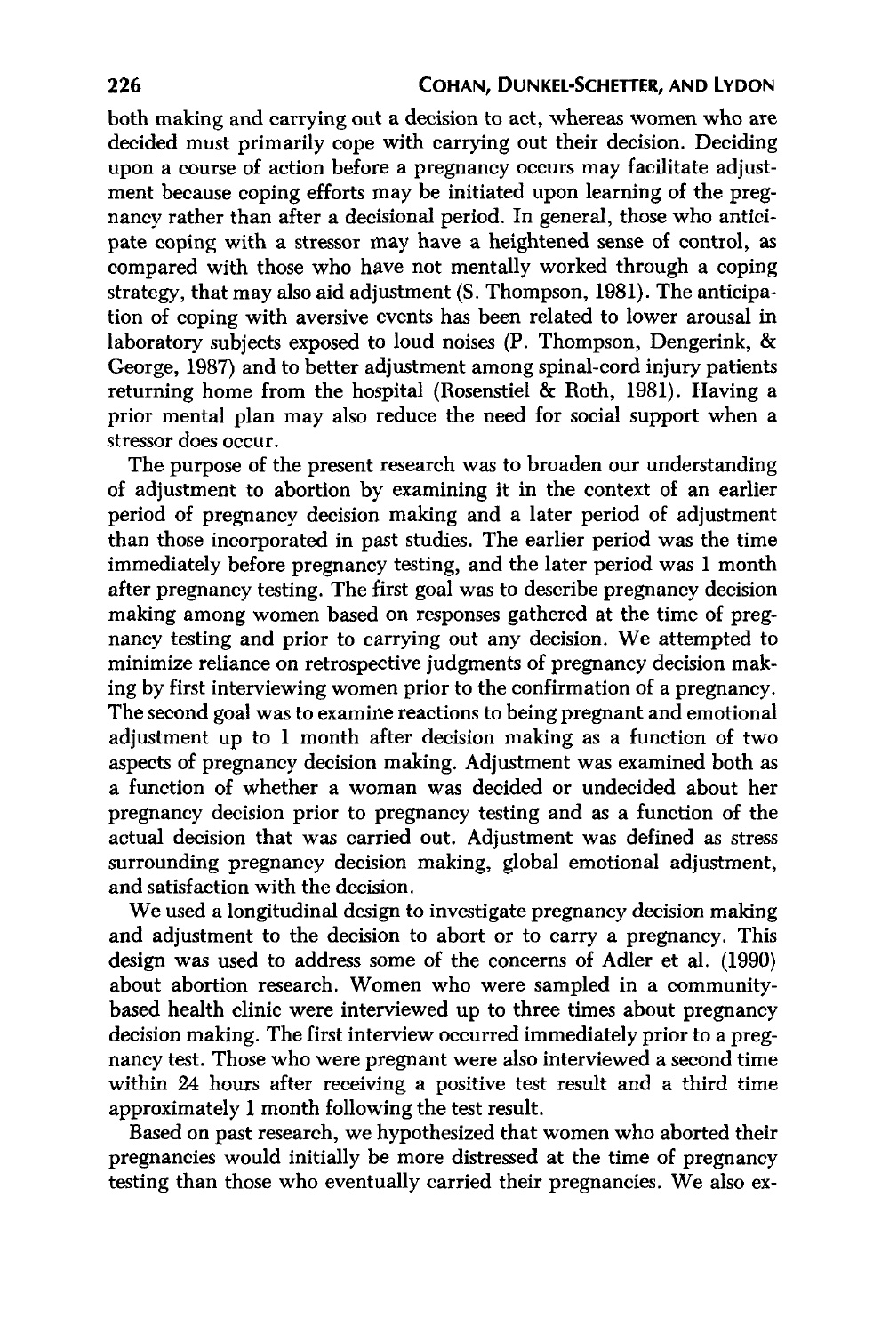both making and carrying out a decision to act, whereas women who are decided must primarily cope with carrying out their decision. Deciding upon a course of action before a pregnancy occurs may facilitate adjustment because coping efforts may be initiated upon learning of the pregnancy rather than after a decisional period. In general, those who anticipate coping with a stressor may have a heightened sense of control, as compared with those who have not mentally worked through a coping strategy, that may also aid adjustment (S. Thompson, 1981). The anticipation of coping with aversive events has been related to lower arousal in laboratory subjects exposed to loud noises (P. Thompson, Dengerink, & George, 1987) and to better adjustment among spinal-cord injury patients returning home from the hospital (Rosenstiel & Roth, 1981). Having a prior mental plan may also reduce the need for social support when a stressor does occur.

The purpose of the present research was to broaden our understanding of adjustment to abortion by examining it in the context of an earlier period of pregnancy decision making and a later period of adjustment than those incorporated in past studies. The earlier period was the time immediately before pregnancy testing, and the later period was 1 month after pregnancy testing. The first goal was to describe pregnancy decision making among women based on responses gathered at the time of pregnancy testing and prior to carrying out any decision. We attempted to minimize reliance on retrospective judgments of pregnancy decision making by first interviewing women prior to the confirmation of a pregnancy. The second goal was to examine reactions to being pregnant and emotional adjustment up to 1 month after decision making as a function of two aspects of pregnancy decision making. Adjustment was examined both as a function of whether a woman was decided or undecided about her pregnancy decision prior to pregnancy testing and as a function of the actual decision that was carried out. Adjustment was defined as stress surrounding pregnancy decision making, global emotional adjustment, and satisfaction with the decision.

We used a longitudinal design to investigate pregnancy decision making and adjustment to the decision to abort or to carry a pregnancy. This design was used to address some of the concerns of Adler et al. (1990) about abortion research. Women who were sampled in a community-based health clinic were interviewed up to three times about pregnancy decision making. The first interview occurred immediately prior to a pregnancy test. Those who were pregnant were also interviewed a second time within 24 hours after receiving a positive test result and a third time approximately 1 month following the test result.

Based on past research, we hypothesized that women who aborted their pregnancies would initially be more distressed at the time of pregnancy testing than those who eventually carried their pregnancies. We also ex-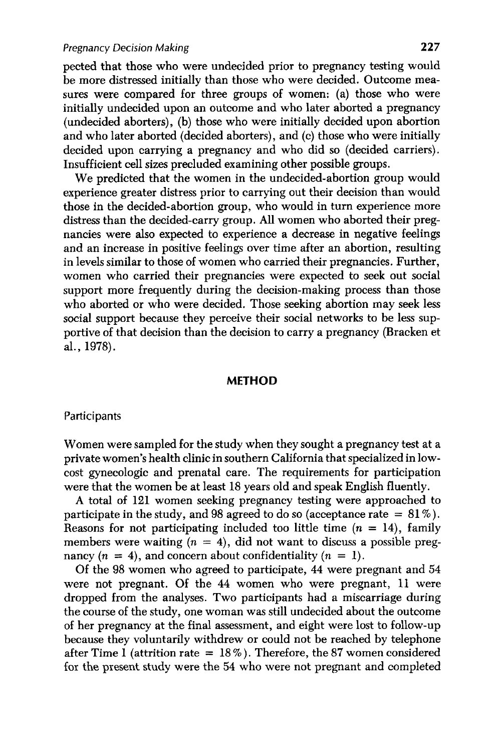pected that those who were undecided prior to pregnancy testing would be more distressed initially than those who were decided. Outcome measures were compared for three groups of women: (a) those who were initially undecided upon an outcome and who later aborted a pregnancy (undecided aborters), (b) those who were initially decided upon abortion and who later aborted (decided aborters), and (c) those who were initially decided upon carrying a pregnancy and who did so (decided carriers). Insufficient cell sizes precluded examining other possible groups.

We predicted that the women in the undecided-abortion group would experience greater distress prior to carrying out their decision than would those in the decided-abortion group, who would in turn experience more distress than the decided-carry group. All women who aborted their pregnancies were also expected to experience a decrease in negative feelings and an increase in positive feelings over time after an abortion, resulting in levels similar to those of women who carried their pregnancies. Further, women who carried their pregnancies were expected to seek out social support more frequently during the decision-making process than those who aborted or who were decided. Those seeking abortion may seek less social support because they perceive their social networks to be less supportive of that decision than the decision to carry a pregnancy (Bracken et al., 1978).

## METHOD

### Participants

Women were sampled for the study when they sought a pregnancy test at a private women's health clinic in southern California that specialized in low-cost gynecologic and prenatal care. The requirements for participation were that the women be at least 18 years old and speak English fluently.

A total of 121 women seeking pregnancy testing were approached to participate in the study, and 98 agreed to do so (acceptance rate = 81%). Reasons for not participating included too little time ($n = 14$), family members were waiting ($n = 4$), did not want to discuss a possible pregnancy ($n = 4$), and concern about confidentiality ($n = 1$).

Of the 98 women who agreed to participate, 44 were pregnant and 54 were not pregnant. Of the 44 women who were pregnant, 11 were dropped from the analyses. Two participants had a miscarriage during the course of the study, one woman was still undecided about the outcome of her pregnancy at the final assessment, and eight were lost to follow-up because they voluntarily withdrew or could not be reached by telephone after Time 1 (attrition rate = 18%). Therefore, the 87 women considered for the present study were the 54 who were not pregnant and completed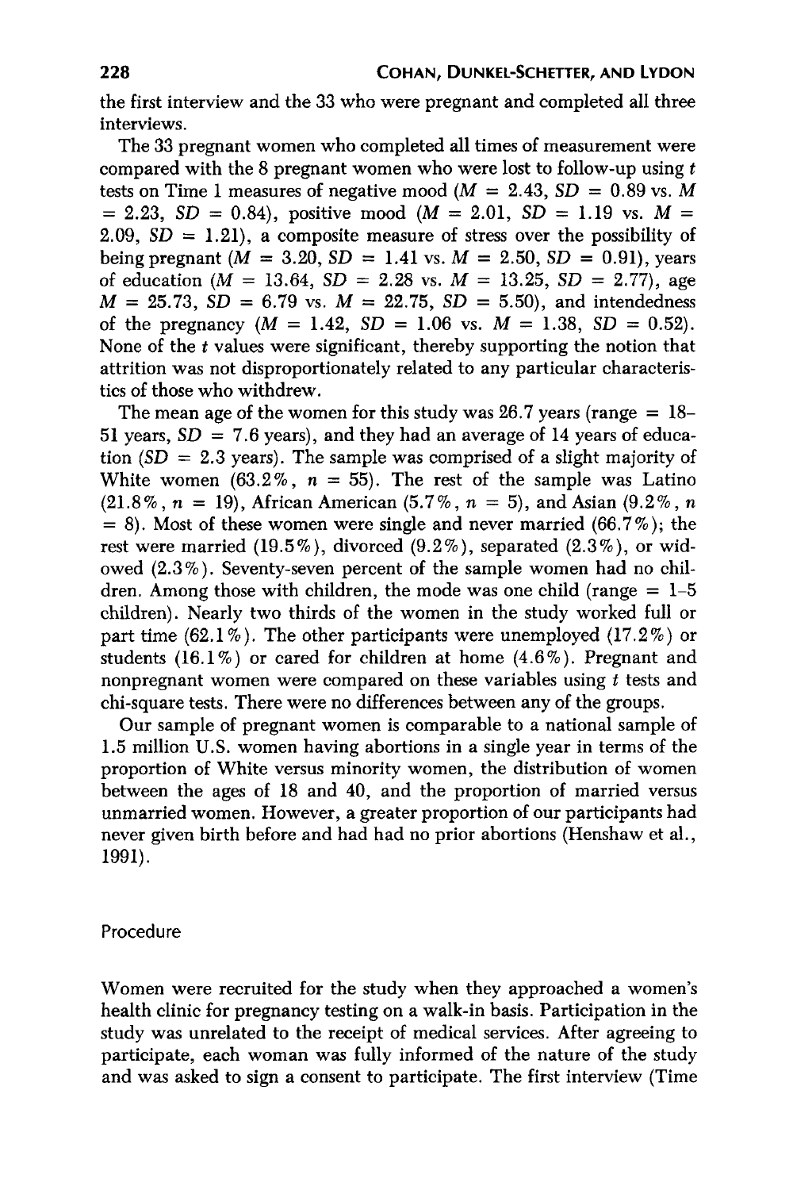the first interview and the 33 who were pregnant and completed all three interviews.

The 33 pregnant women who completed all times of measurement were compared with the 8 pregnant women who were lost to follow-up using $t$ tests on Time 1 measures of negative mood ($M = 2.43$, $SD = 0.89$ vs. $M = 2.23$, $SD = 0.84$), positive mood ($M = 2.01$, $SD = 1.19$ vs. $M = 2.09$, $SD = 1.21$), a composite measure of stress over the possibility of being pregnant ($M = 3.20$, $SD = 1.41$ vs. $M = 2.50$, $SD = 0.91$), years of education ($M = 13.64$, $SD = 2.28$ vs. $M = 13.25$, $SD = 2.77$), age $M = 25.73$, $SD = 6.79$ vs. $M = 22.75$, $SD = 5.50$), and intendedness of the pregnancy ($M = 1.42$, $SD = 1.06$ vs. $M = 1.38$, $SD = 0.52$). None of the $t$ values were significant, thereby supporting the notion that attrition was not disproportionately related to any particular characteristics of those who withdrew.

The mean age of the women for this study was 26.7 years (range = 18–51 years, $SD = 7.6$ years), and they had an average of 14 years of education ($SD = 2.3$ years). The sample was comprised of a slight majority of White women (63.2%, $n = 55$). The rest of the sample was Latino (21.8%, $n = 19$), African American (5.7%, $n = 5$), and Asian (9.2%, $n = 8$). Most of these women were single and never married (66.7%); the rest were married (19.5%), divorced (9.2%), separated (2.3%), or widowed (2.3%). Seventy-seven percent of the sample women had no children. Among those with children, the mode was one child (range = 1–5 children). Nearly two thirds of the women in the study worked full or part time (62.1%). The other participants were unemployed (17.2%) or students (16.1%) or cared for children at home (4.6%). Pregnant and nonpregnant women were compared on these variables using $t$ tests and chi-square tests. There were no differences between any of the groups.

Our sample of pregnant women is comparable to a national sample of 1.5 million U.S. women having abortions in a single year in terms of the proportion of White versus minority women, the distribution of women between the ages of 18 and 40, and the proportion of married versus unmarried women. However, a greater proportion of our participants had never given birth before and had had no prior abortions (Henshaw et al., 1991).

## Procedure

Women were recruited for the study when they approached a women's health clinic for pregnancy testing on a walk-in basis. Participation in the study was unrelated to the receipt of medical services. After agreeing to participate, each woman was fully informed of the nature of the study and was asked to sign a consent to participate. The first interview (Time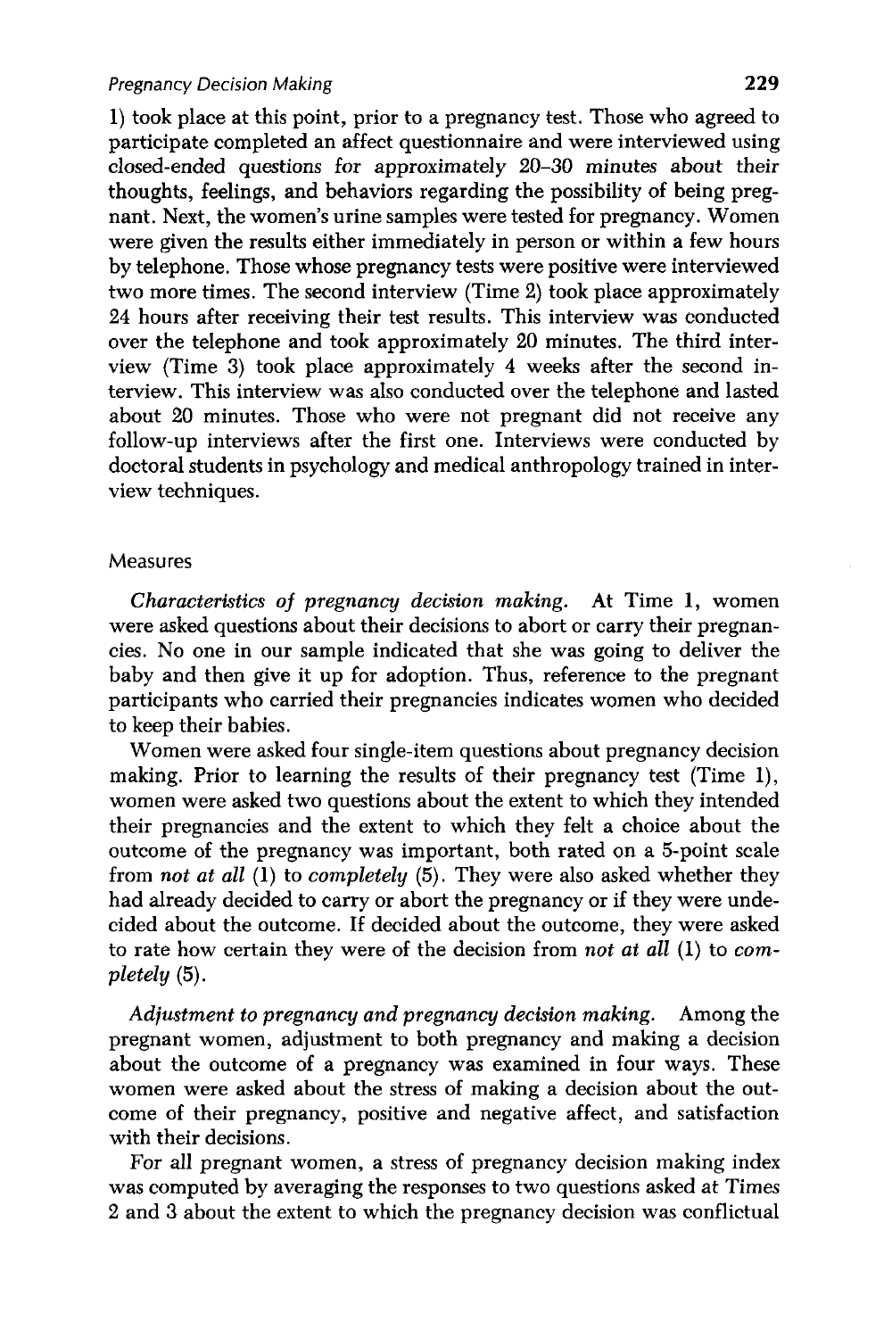1) took place at this point, prior to a pregnancy test. Those who agreed to participate completed an affect questionnaire and were interviewed using closed-ended questions for approximately 20–30 minutes about their thoughts, feelings, and behaviors regarding the possibility of being pregnant. Next, the women's urine samples were tested for pregnancy. Women were given the results either immediately in person or within a few hours by telephone. Those whose pregnancy tests were positive were interviewed two more times. The second interview (Time 2) took place approximately 24 hours after receiving their test results. This interview was conducted over the telephone and took approximately 20 minutes. The third interview (Time 3) took place approximately 4 weeks after the second interview. This interview was also conducted over the telephone and lasted about 20 minutes. Those who were not pregnant did not receive any follow-up interviews after the first one. Interviews were conducted by doctoral students in psychology and medical anthropology trained in interview techniques.

### Measures

*Characteristics of pregnancy decision making.* At Time 1, women were asked questions about their decisions to abort or carry their pregnancies. No one in our sample indicated that she was going to deliver the baby and then give it up for adoption. Thus, reference to the pregnant participants who carried their pregnancies indicates women who decided to keep their babies.

Women were asked four single-item questions about pregnancy decision making. Prior to learning the results of their pregnancy test (Time 1), women were asked two questions about the extent to which they intended their pregnancies and the extent to which they felt a choice about the outcome of the pregnancy was important, both rated on a 5-point scale from *not at all* (1) to *completely* (5). They were also asked whether they had already decided to carry or abort the pregnancy or if they were undecided about the outcome. If decided about the outcome, they were asked to rate how certain they were of the decision from *not at all* (1) to *completely* (5).

*Adjustment to pregnancy and pregnancy decision making.* Among the pregnant women, adjustment to both pregnancy and making a decision about the outcome of a pregnancy was examined in four ways. These women were asked about the stress of making a decision about the outcome of their pregnancy, positive and negative affect, and satisfaction with their decisions.

For all pregnant women, a stress of pregnancy decision making index was computed by averaging the responses to two questions asked at Times 2 and 3 about the extent to which the pregnancy decision was conflictual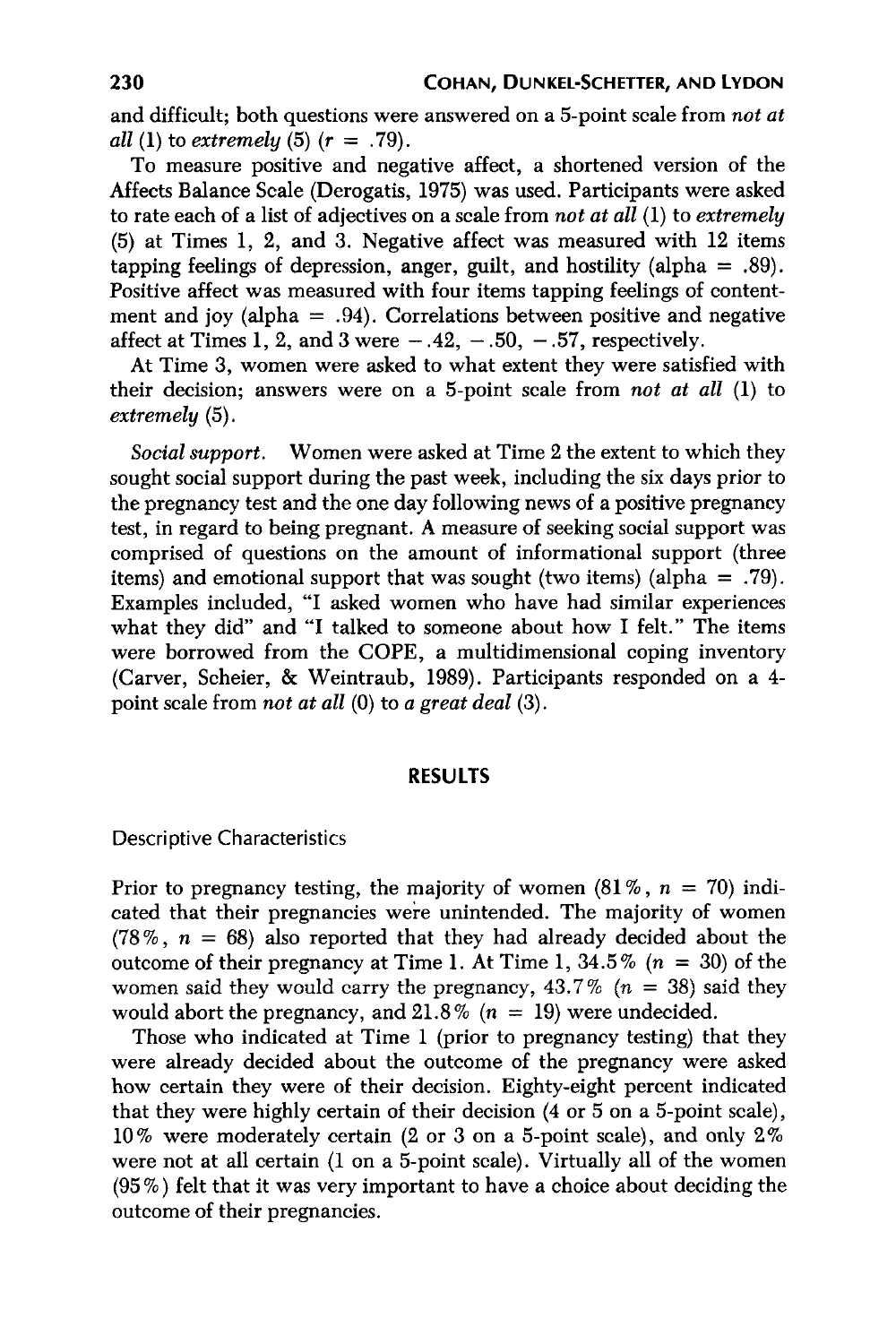and difficult; both questions were answered on a 5-point scale from *not at all* (1) to *extremely* (5) ($r = .79$).

To measure positive and negative affect, a shortened version of the Affects Balance Scale (Derogatis, 1975) was used. Participants were asked to rate each of a list of adjectives on a scale from *not at all* (1) to *extremely* (5) at Times 1, 2, and 3. Negative affect was measured with 12 items tapping feelings of depression, anger, guilt, and hostility (alpha = .89). Positive affect was measured with four items tapping feelings of contentment and joy (alpha = .94). Correlations between positive and negative affect at Times 1, 2, and 3 were $-.42$, $-.50$, $-.57$, respectively.

At Time 3, women were asked to what extent they were satisfied with their decision; answers were on a 5-point scale from *not at all* (1) to *extremely* (5).

*Social support.* Women were asked at Time 2 the extent to which they sought social support during the past week, including the six days prior to the pregnancy test and the one day following news of a positive pregnancy test, in regard to being pregnant. A measure of seeking social support was comprised of questions on the amount of informational support (three items) and emotional support that was sought (two items) (alpha = .79). Examples included, "I asked women who have had similar experiences what they did" and "I talked to someone about how I felt." The items were borrowed from the COPE, a multidimensional coping inventory (Carver, Scheier, & Weintraub, 1989). Participants responded on a 4-point scale from *not at all* (0) to *a great deal* (3).

## RESULTS

### Descriptive Characteristics

Prior to pregnancy testing, the majority of women (81%, $n = 70$) indicated that their pregnancies were unintended. The majority of women (78%, $n = 68$) also reported that they had already decided about the outcome of their pregnancy at Time 1. At Time 1, 34.5% ($n = 30$) of the women said they would carry the pregnancy, 43.7% ($n = 38$) said they would abort the pregnancy, and 21.8% ($n = 19$) were undecided.

Those who indicated at Time 1 (prior to pregnancy testing) that they were already decided about the outcome of the pregnancy were asked how certain they were of their decision. Eighty-eight percent indicated that they were highly certain of their decision (4 or 5 on a 5-point scale), 10% were moderately certain (2 or 3 on a 5-point scale), and only 2% were not at all certain (1 on a 5-point scale). Virtually all of the women (95%) felt that it was very important to have a choice about deciding the outcome of their pregnancies.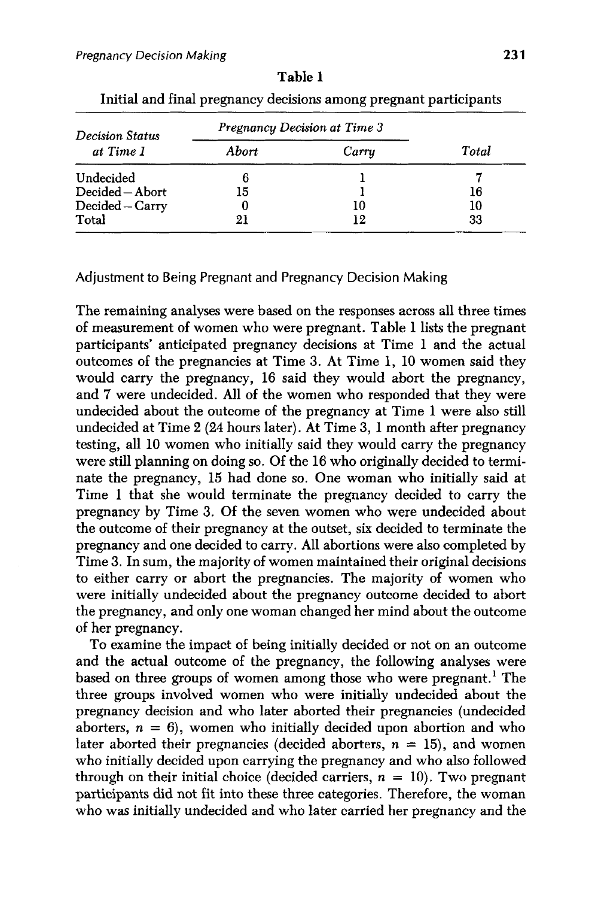**Table 1**

Initial and final pregnancy decisions among pregnant participants

| *Decision Status at Time 1* | *Pregnancy Decision at Time 3* | | *Total* |
|---|---|---|---|
| | *Abort* | *Carry* | |
| Undecided | 6 | 1 | 7 |
| Decided – Abort | 15 | 1 | 16 |
| Decided – Carry | 0 | 10 | 10 |
| Total | 21 | 12 | 33 |

### Adjustment to Being Pregnant and Pregnancy Decision Making

The remaining analyses were based on the responses across all three times of measurement of women who were pregnant. Table 1 lists the pregnant participants' anticipated pregnancy decisions at Time 1 and the actual outcomes of the pregnancies at Time 3. At Time 1, 10 women said they would carry the pregnancy, 16 said they would abort the pregnancy, and 7 were undecided. All of the women who responded that they were undecided about the outcome of the pregnancy at Time 1 were also still undecided at Time 2 (24 hours later). At Time 3, 1 month after pregnancy testing, all 10 women who initially said they would carry the pregnancy were still planning on doing so. Of the 16 who originally decided to terminate the pregnancy, 15 had done so. One woman who initially said at Time 1 that she would terminate the pregnancy decided to carry the pregnancy by Time 3. Of the seven women who were undecided about the outcome of their pregnancy at the outset, six decided to terminate the pregnancy and one decided to carry. All abortions were also completed by Time 3. In sum, the majority of women maintained their original decisions to either carry or abort the pregnancies. The majority of women who were initially undecided about the pregnancy outcome decided to abort the pregnancy, and only one woman changed her mind about the outcome of her pregnancy.

To examine the impact of being initially decided or not on an outcome and the actual outcome of the pregnancy, the following analyses were based on three groups of women among those who were pregnant.[1] The three groups involved women who were initially undecided about the pregnancy decision and who later aborted their pregnancies (undecided aborters, $n = 6$), women who initially decided upon abortion and who later aborted their pregnancies (decided aborters, $n = 15$), and women who initially decided upon carrying the pregnancy and who also followed through on their initial choice (decided carriers, $n = 10$). Two pregnant participants did not fit into these three categories. Therefore, the woman who was initially undecided and who later carried her pregnancy and the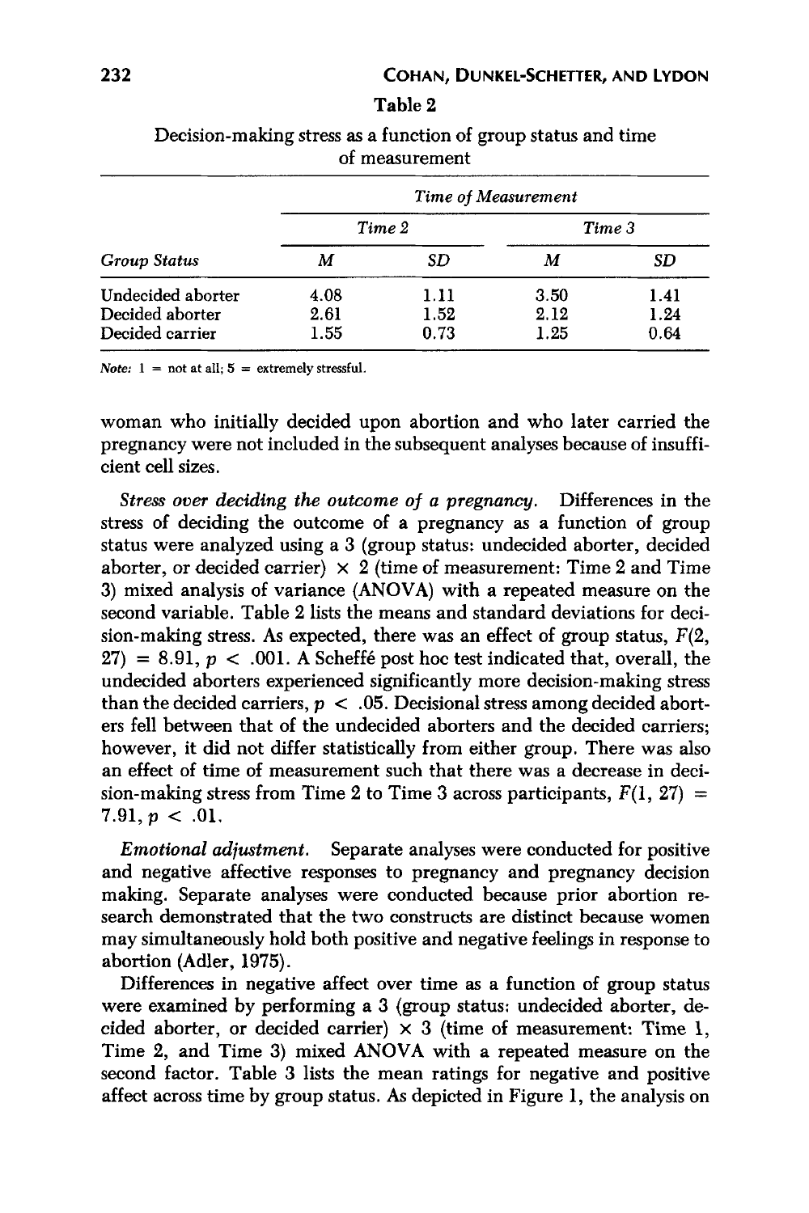Table 2

Decision-making stress as a function of group status and time of measurement

| | *Time of Measurement* | | | |
|---|---|---|---|---|
| | *Time 2* | | *Time 3* | |
| *Group Status* | *M* | *SD* | *M* | *SD* |
| Undecided aborter | 4.08 | 1.11 | 3.50 | 1.41 |
| Decided aborter | 2.61 | 1.52 | 2.12 | 1.24 |
| Decided carrier | 1.55 | 0.73 | 1.25 | 0.64 |

*Note:* 1 = not at all; 5 = extremely stressful.

woman who initially decided upon abortion and who later carried the pregnancy were not included in the subsequent analyses because of insufficient cell sizes.

*Stress over deciding the outcome of a pregnancy.* Differences in the stress of deciding the outcome of a pregnancy as a function of group status were analyzed using a 3 (group status: undecided aborter, decided aborter, or decided carrier) × 2 (time of measurement: Time 2 and Time 3) mixed analysis of variance (ANOVA) with a repeated measure on the second variable. Table 2 lists the means and standard deviations for decision-making stress. As expected, there was an effect of group status, $F(2, 27) = 8.91$, $p < .001$. A Scheffé post hoc test indicated that, overall, the undecided aborters experienced significantly more decision-making stress than the decided carriers, $p < .05$. Decisional stress among decided aborters fell between that of the undecided aborters and the decided carriers; however, it did not differ statistically from either group. There was also an effect of time of measurement such that there was a decrease in decision-making stress from Time 2 to Time 3 across participants, $F(1, 27) = 7.91$, $p < .01$.

*Emotional adjustment.* Separate analyses were conducted for positive and negative affective responses to pregnancy and pregnancy decision making. Separate analyses were conducted because prior abortion research demonstrated that the two constructs are distinct because women may simultaneously hold both positive and negative feelings in response to abortion (Adler, 1975).

Differences in negative affect over time as a function of group status were examined by performing a 3 (group status: undecided aborter, decided aborter, or decided carrier) × 3 (time of measurement: Time 1, Time 2, and Time 3) mixed ANOVA with a repeated measure on the second factor. Table 3 lists the mean ratings for negative and positive affect across time by group status. As depicted in Figure 1, the analysis on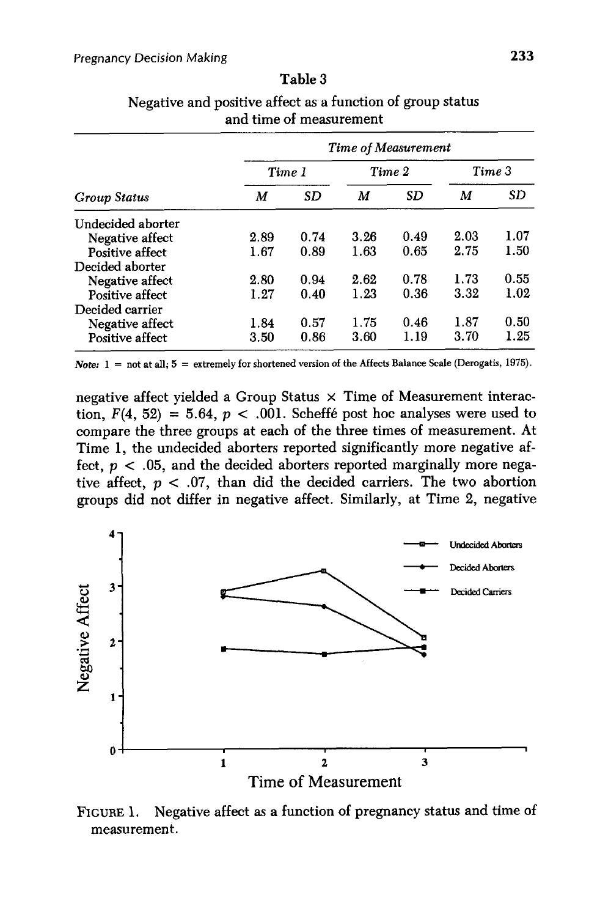Table 3

Negative and positive affect as a function of group status and time of measurement

| | *Time of Measurement* | | | | | |
|---|---|---|---|---|---|---|
| | *Time 1* | | *Time 2* | | *Time 3* | |
| *Group Status* | *M* | *SD* | *M* | *SD* | *M* | *SD* |
| Undecided aborter | | | | | | |
| Negative affect | 2.89 | 0.74 | 3.26 | 0.49 | 2.03 | 1.07 |
| Positive affect | 1.67 | 0.89 | 1.63 | 0.65 | 2.75 | 1.50 |
| Decided aborter | | | | | | |
| Negative affect | 2.80 | 0.94 | 2.62 | 0.78 | 1.73 | 0.55 |
| Positive affect | 1.27 | 0.40 | 1.23 | 0.36 | 3.32 | 1.02 |
| Decided carrier | | | | | | |
| Negative affect | 1.84 | 0.57 | 1.75 | 0.46 | 1.87 | 0.50 |
| Positive affect | 3.50 | 0.86 | 3.60 | 1.19 | 3.70 | 1.25 |

*Note:* 1 = not at all; 5 = extremely for shortened version of the Affects Balance Scale (Derogatis, 1975).

negative affect yielded a Group Status × Time of Measurement interaction, $F(4, 52) = 5.64$, $p < .001$. Scheffé post hoc analyses were used to compare the three groups at each of the three times of measurement. At Time 1, the undecided aborters reported significantly more negative affect, $p < .05$, and the decided aborters reported marginally more negative affect, $p < .07$, than did the decided carriers. The two abortion groups did not differ in negative affect. Similarly, at Time 2, negative

FIGURE 1. Negative affect as a function of pregnancy status and time of measurement.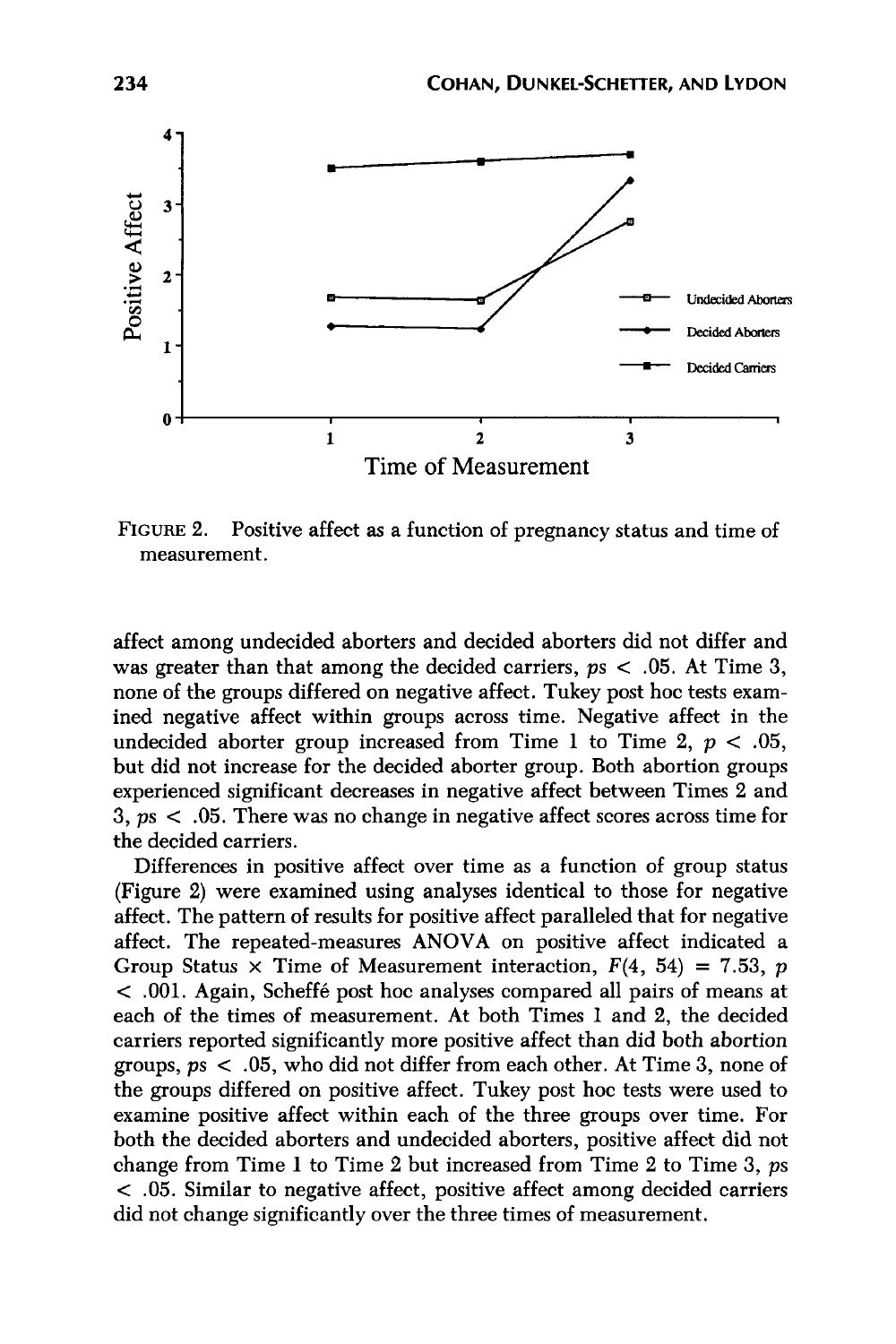FIGURE 2. Positive affect as a function of pregnancy status and time of measurement.

affect among undecided aborters and decided aborters did not differ and was greater than that among the decided carriers, $ps < .05$. At Time 3, none of the groups differed on negative affect. Tukey post hoc tests examined negative affect within groups across time. Negative affect in the undecided aborter group increased from Time 1 to Time 2, $p < .05$, but did not increase for the decided aborter group. Both abortion groups experienced significant decreases in negative affect between Times 2 and 3, $ps < .05$. There was no change in negative affect scores across time for the decided carriers.

Differences in positive affect over time as a function of group status (Figure 2) were examined using analyses identical to those for negative affect. The pattern of results for positive affect paralleled that for negative affect. The repeated-measures ANOVA on positive affect indicated a Group Status × Time of Measurement interaction, $F(4, 54) = 7.53$, $p < .001$. Again, Scheffé post hoc analyses compared all pairs of means at each of the times of measurement. At both Times 1 and 2, the decided carriers reported significantly more positive affect than did both abortion groups, $ps < .05$, who did not differ from each other. At Time 3, none of the groups differed on positive affect. Tukey post hoc tests were used to examine positive affect within each of the three groups over time. For both the decided aborters and undecided aborters, positive affect did not change from Time 1 to Time 2 but increased from Time 2 to Time 3, $ps < .05$. Similar to negative affect, positive affect among decided carriers did not change significantly over the three times of measurement.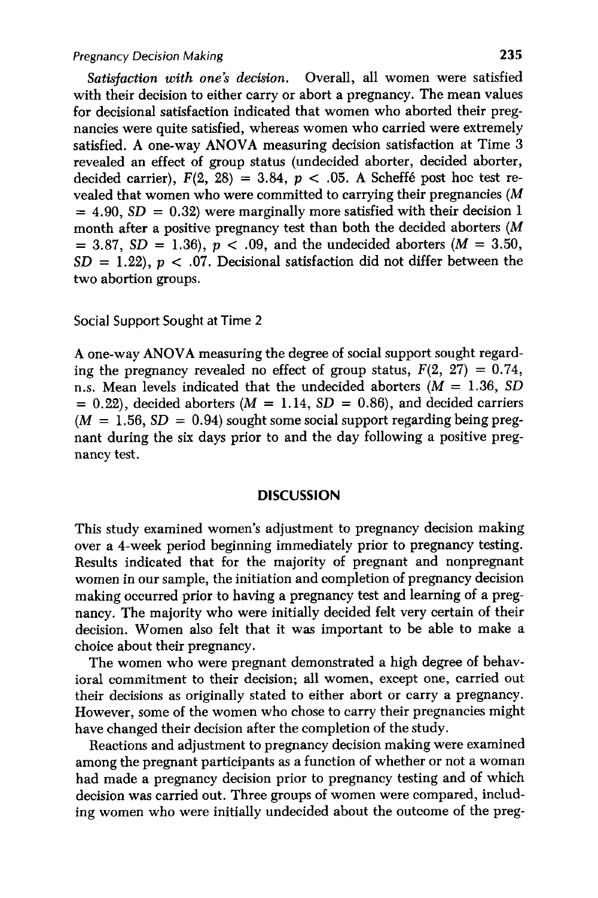*Satisfaction with one's decision.* Overall, all women were satisfied with their decision to either carry or abort a pregnancy. The mean values for decisional satisfaction indicated that women who aborted their pregnancies were quite satisfied, whereas women who carried were extremely satisfied. A one-way ANOVA measuring decision satisfaction at Time 3 revealed an effect of group status (undecided aborter, decided aborter, decided carrier), $F(2, 28) = 3.84$, $p < .05$. A Scheffé post hoc test revealed that women who were committed to carrying their pregnancies ($M = 4.90$, $SD = 0.32$) were marginally more satisfied with their decision 1 month after a positive pregnancy test than both the decided aborters ($M = 3.87$, $SD = 1.36$), $p < .09$, and the undecided aborters ($M = 3.50$, $SD = 1.22$), $p < .07$. Decisional satisfaction did not differ between the two abortion groups.

### Social Support Sought at Time 2

A one-way ANOVA measuring the degree of social support sought regarding the pregnancy revealed no effect of group status, $F(2, 27) = 0.74$, n.s. Mean levels indicated that the undecided aborters ($M = 1.36$, $SD = 0.22$), decided aborters ($M = 1.14$, $SD = 0.86$), and decided carriers ($M = 1.56$, $SD = 0.94$) sought some social support regarding being pregnant during the six days prior to and the day following a positive pregnancy test.

## DISCUSSION

This study examined women's adjustment to pregnancy decision making over a 4-week period beginning immediately prior to pregnancy testing. Results indicated that for the majority of pregnant and nonpregnant women in our sample, the initiation and completion of pregnancy decision making occurred prior to having a pregnancy test and learning of a pregnancy. The majority who were initially decided felt very certain of their decision. Women also felt that it was important to be able to make a choice about their pregnancy.

The women who were pregnant demonstrated a high degree of behavioral commitment to their decision; all women, except one, carried out their decisions as originally stated to either abort or carry a pregnancy. However, some of the women who chose to carry their pregnancies might have changed their decision after the completion of the study.

Reactions and adjustment to pregnancy decision making were examined among the pregnant participants as a function of whether or not a woman had made a pregnancy decision prior to pregnancy testing and of which decision was carried out. Three groups of women were compared, including women who were initially undecided about the outcome of the preg-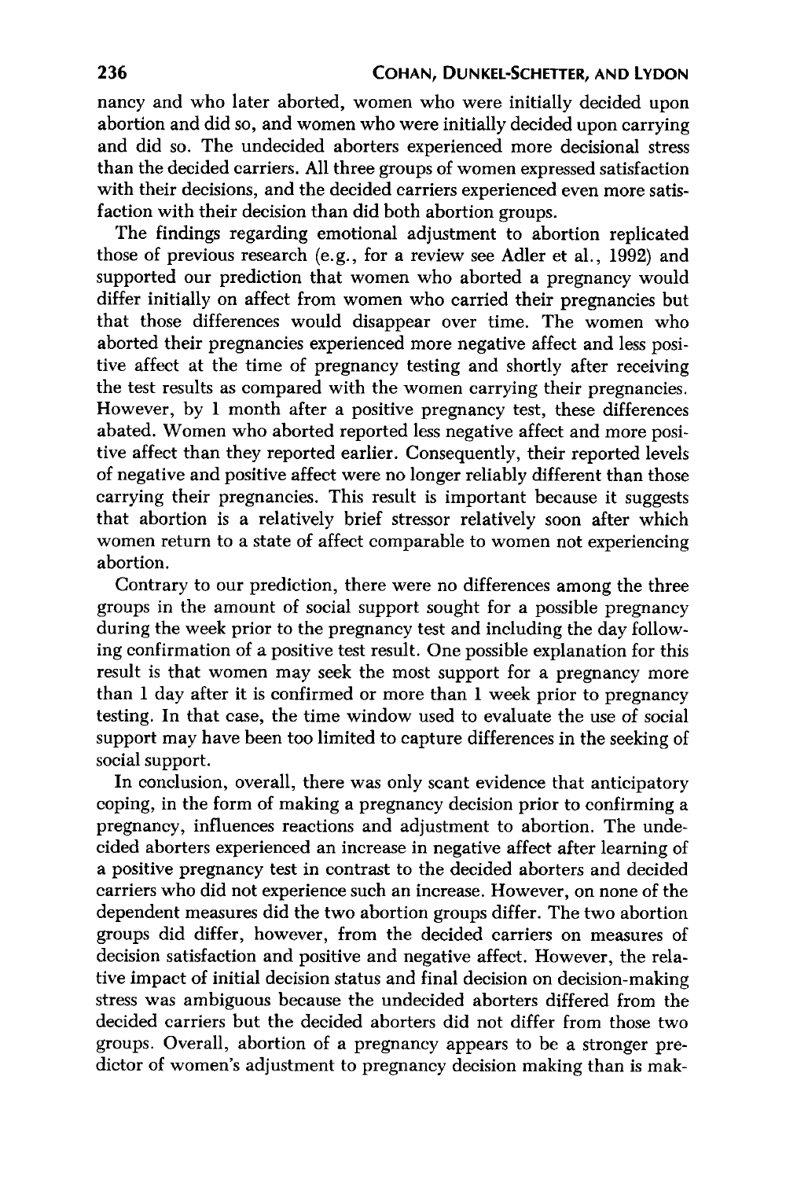nancy and who later aborted, women who were initially decided upon abortion and did so, and women who were initially decided upon carrying and did so. The undecided aborters experienced more decisional stress than the decided carriers. All three groups of women expressed satisfaction with their decisions, and the decided carriers experienced even more satisfaction with their decision than did both abortion groups.

The findings regarding emotional adjustment to abortion replicated those of previous research (e.g., for a review see Adler et al., 1992) and supported our prediction that women who aborted a pregnancy would differ initially on affect from women who carried their pregnancies but that those differences would disappear over time. The women who aborted their pregnancies experienced more negative affect and less positive affect at the time of pregnancy testing and shortly after receiving the test results as compared with the women carrying their pregnancies. However, by 1 month after a positive pregnancy test, these differences abated. Women who aborted reported less negative affect and more positive affect than they reported earlier. Consequently, their reported levels of negative and positive affect were no longer reliably different than those carrying their pregnancies. This result is important because it suggests that abortion is a relatively brief stressor relatively soon after which women return to a state of affect comparable to women not experiencing abortion.

Contrary to our prediction, there were no differences among the three groups in the amount of social support sought for a possible pregnancy during the week prior to the pregnancy test and including the day following confirmation of a positive test result. One possible explanation for this result is that women may seek the most support for a pregnancy more than 1 day after it is confirmed or more than 1 week prior to pregnancy testing. In that case, the time window used to evaluate the use of social support may have been too limited to capture differences in the seeking of social support.

In conclusion, overall, there was only scant evidence that anticipatory coping, in the form of making a pregnancy decision prior to confirming a pregnancy, influences reactions and adjustment to abortion. The undecided aborters experienced an increase in negative affect after learning of a positive pregnancy test in contrast to the decided aborters and decided carriers who did not experience such an increase. However, on none of the dependent measures did the two abortion groups differ. The two abortion groups did differ, however, from the decided carriers on measures of decision satisfaction and positive and negative affect. However, the relative impact of initial decision status and final decision on decision-making stress was ambiguous because the undecided aborters differed from the decided carriers but the decided aborters did not differ from those two groups. Overall, abortion of a pregnancy appears to be a stronger predictor of women's adjustment to pregnancy decision making than is mak-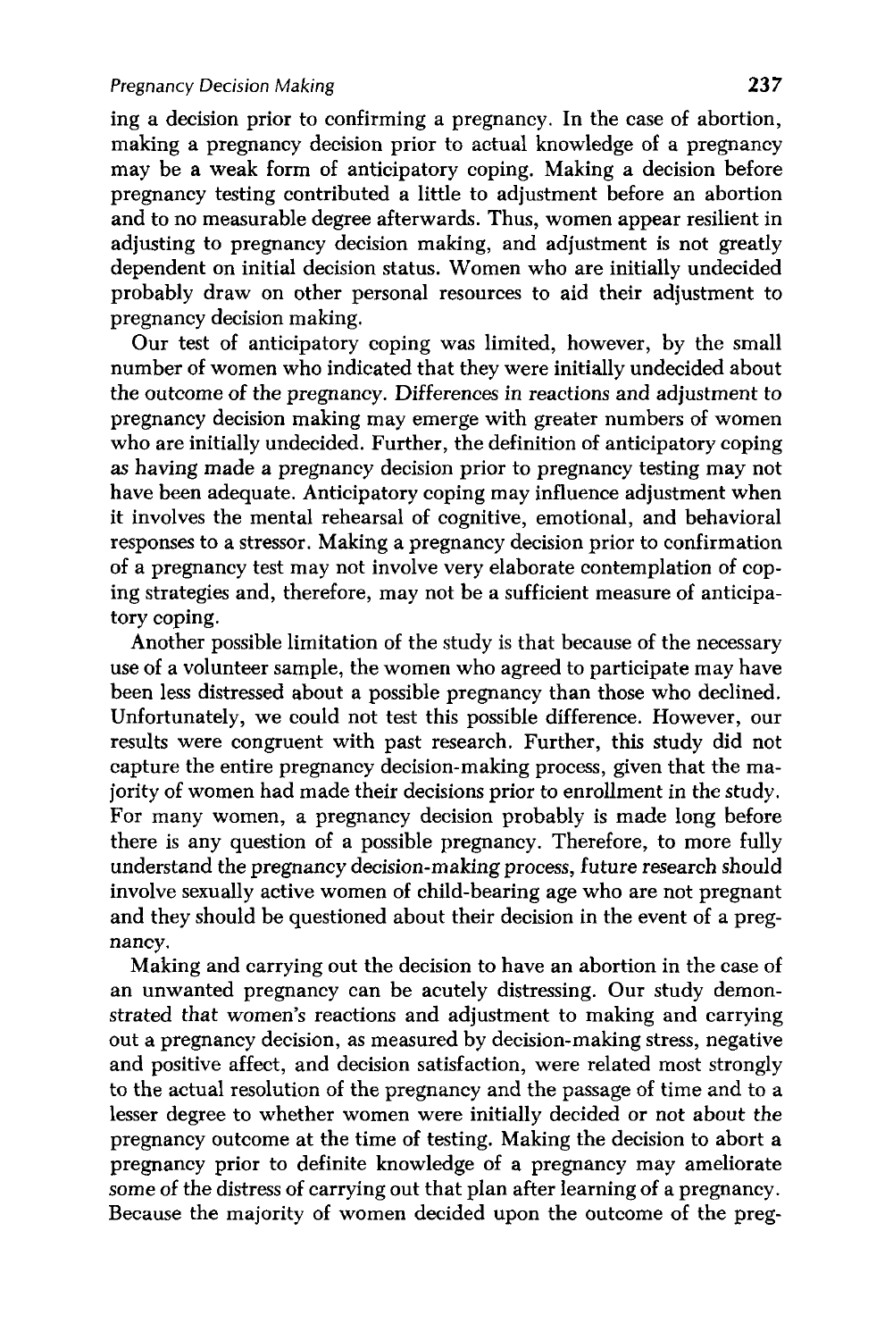ing a decision prior to confirming a pregnancy. In the case of abortion, making a pregnancy decision prior to actual knowledge of a pregnancy may be a weak form of anticipatory coping. Making a decision before pregnancy testing contributed a little to adjustment before an abortion and to no measurable degree afterwards. Thus, women appear resilient in adjusting to pregnancy decision making, and adjustment is not greatly dependent on initial decision status. Women who are initially undecided probably draw on other personal resources to aid their adjustment to pregnancy decision making.

Our test of anticipatory coping was limited, however, by the small number of women who indicated that they were initially undecided about the outcome of the pregnancy. Differences in reactions and adjustment to pregnancy decision making may emerge with greater numbers of women who are initially undecided. Further, the definition of anticipatory coping as having made a pregnancy decision prior to pregnancy testing may not have been adequate. Anticipatory coping may influence adjustment when it involves the mental rehearsal of cognitive, emotional, and behavioral responses to a stressor. Making a pregnancy decision prior to confirmation of a pregnancy test may not involve very elaborate contemplation of coping strategies and, therefore, may not be a sufficient measure of anticipatory coping.

Another possible limitation of the study is that because of the necessary use of a volunteer sample, the women who agreed to participate may have been less distressed about a possible pregnancy than those who declined. Unfortunately, we could not test this possible difference. However, our results were congruent with past research. Further, this study did not capture the entire pregnancy decision-making process, given that the majority of women had made their decisions prior to enrollment in the study. For many women, a pregnancy decision probably is made long before there is any question of a possible pregnancy. Therefore, to more fully understand the pregnancy decision-making process, future research should involve sexually active women of child-bearing age who are not pregnant and they should be questioned about their decision in the event of a pregnancy.

Making and carrying out the decision to have an abortion in the case of an unwanted pregnancy can be acutely distressing. Our study demonstrated that women's reactions and adjustment to making and carrying out a pregnancy decision, as measured by decision-making stress, negative and positive affect, and decision satisfaction, were related most strongly to the actual resolution of the pregnancy and the passage of time and to a lesser degree to whether women were initially decided or not about the pregnancy outcome at the time of testing. Making the decision to abort a pregnancy prior to definite knowledge of a pregnancy may ameliorate some of the distress of carrying out that plan after learning of a pregnancy. Because the majority of women decided upon the outcome of the preg-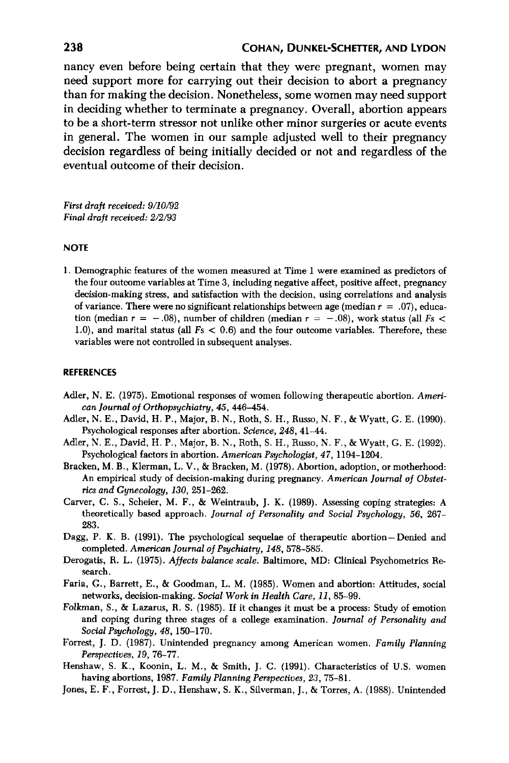nancy even before being certain that they were pregnant, women may need support more for carrying out their decision to abort a pregnancy than for making the decision. Nonetheless, some women may need support in deciding whether to terminate a pregnancy. Overall, abortion appears to be a short-term stressor not unlike other minor surgeries or acute events in general. The women in our sample adjusted well to their pregnancy decision regardless of being initially decided or not and regardless of the eventual outcome of their decision.

*First draft received: 9/10/92*
*Final draft received: 2/2/93*

## NOTE

1. Demographic features of the women measured at Time 1 were examined as predictors of the four outcome variables at Time 3, including negative affect, positive affect, pregnancy decision-making stress, and satisfaction with the decision, using correlations and analysis of variance. There were no significant relationships between age (median $r = .07$), education (median $r = -.08$), number of children (median $r = -.08$), work status (all $Fs < 1.0$), and marital status (all $Fs < 0.6$) and the four outcome variables. Therefore, these variables were not controlled in subsequent analyses.

## REFERENCES

Adler, N. E. (1975). Emotional responses of women following therapeutic abortion. *American Journal of Orthopsychiatry, 45*, 446–454.

Adler, N. E., David, H. P., Major, B. N., Roth, S. H., Russo, N. F., & Wyatt, G. E. (1990). Psychological responses after abortion. *Science, 248*, 41–44.

Adler, N. E., David, H. P., Major, B. N., Roth, S. H., Russo, N. F., & Wyatt, G. E. (1992). Psychological factors in abortion. *American Psychologist, 47*, 1194–1204.

Bracken, M. B., Klerman, L. V., & Bracken, M. (1978). Abortion, adoption, or motherhood: An empirical study of decision-making during pregnancy. *American Journal of Obstetrics and Gynecology, 130*, 251–262.

Carver, C. S., Scheier, M. F., & Weintraub, J. K. (1989). Assessing coping strategies: A theoretically based approach. *Journal of Personality and Social Psychology, 56*, 267–283.

Dagg, P. K. B. (1991). The psychological sequelae of therapeutic abortion—Denied and completed. *American Journal of Psychiatry, 148*, 578–585.

Derogatis, R. L. (1975). *Affects balance scale*. Baltimore, MD: Clinical Psychometrics Research.

Faria, G., Barrett, E., & Goodman, L. M. (1985). Women and abortion: Attitudes, social networks, decision-making. *Social Work in Health Care, 11*, 85–99.

Folkman, S., & Lazarus, R. S. (1985). If it changes it must be a process: Study of emotion and coping during three stages of a college examination. *Journal of Personality and Social Psychology, 48*, 150–170.

Forrest, J. D. (1987). Unintended pregnancy among American women. *Family Planning Perspectives, 19*, 76–77.

Henshaw, S. K., Koonin, L. M., & Smith, J. C. (1991). Characteristics of U.S. women having abortions, 1987. *Family Planning Perspectives, 23*, 75–81.

Jones, E. F., Forrest, J. D., Henshaw, S. K., Silverman, J., & Torres, A. (1988). Unintended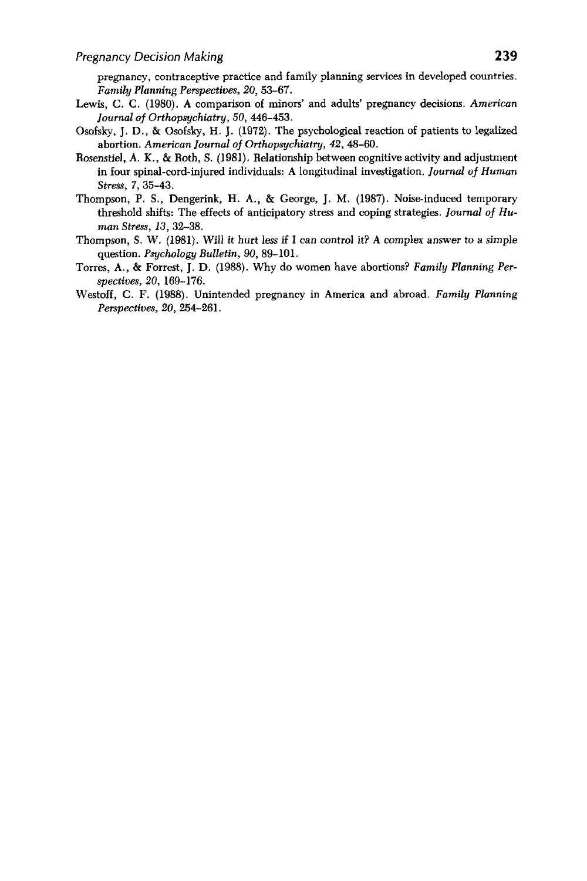pregnancy, contraceptive practice and family planning services in developed countries. *Family Planning Perspectives, 20*, 53–67.

Lewis, C. C. (1980). A comparison of minors' and adults' pregnancy decisions. *American Journal of Orthopsychiatry, 50*, 446–453.

Osofsky, J. D., & Osofsky, H. J. (1972). The psychological reaction of patients to legalized abortion. *American Journal of Orthopsychiatry, 42*, 48–60.

Rosenstiel, A. K., & Roth, S. (1981). Relationship between cognitive activity and adjustment in four spinal-cord-injured individuals: A longitudinal investigation. *Journal of Human Stress, 7*, 35–43.

Thompson, P. S., Dengerink, H. A., & George, J. M. (1987). Noise-induced temporary threshold shifts: The effects of anticipatory stress and coping strategies. *Journal of Human Stress, 13*, 32–38.

Thompson, S. W. (1981). Will it hurt less if I can control it? A complex answer to a simple question. *Psychology Bulletin, 90*, 89–101.

Torres, A., & Forrest, J. D. (1988). Why do women have abortions? *Family Planning Perspectives, 20*, 169–176.

Westoff, C. F. (1988). Unintended pregnancy in America and abroad. *Family Planning Perspectives, 20*, 254–261.